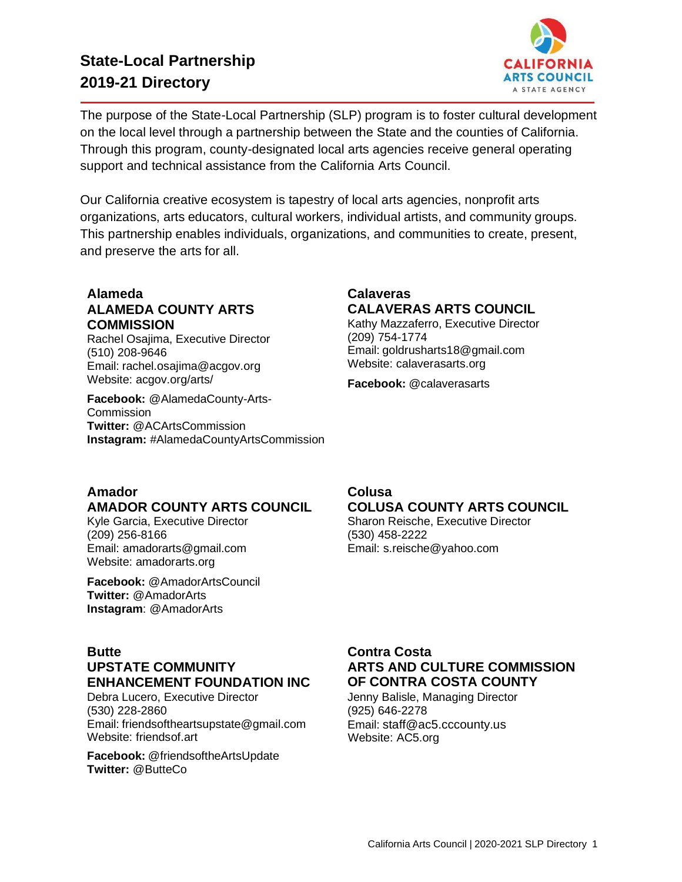# State-Local Partnership 2019-21 Directory

The purpose of the State-Local Partnership (SLP) program is to foster cultural development on the local level through a partnership between the State and the counties of California. Through this program, county-designated local arts agencies receive general operating support and technical assistance from the California Arts Council.

Our California creative ecosystem is tapestry of local arts agencies, nonprofit arts organizations, arts educators, cultural workers, individual artists, and community groups. This partnership enables individuals, organizations, and communities to create, present, and preserve the arts for all.

### Alameda
### ALAMEDA COUNTY ARTS COMMISSION

Rachel Osajima, Executive Director
(510) 208-9646
Email: rachel.osajima@acgov.org
Website: acgov.org/arts/

**Facebook:** @AlamedaCounty-Arts-Commission
**Twitter:** @ACArtsCommission
**Instagram:** #AlamedaCountyArtsCommission

### Amador
### AMADOR COUNTY ARTS COUNCIL

Kyle Garcia, Executive Director
(209) 256-8166
Email: amadorarts@gmail.com
Website: amadorarts.org

**Facebook:** @AmadorArtsCouncil
**Twitter:** @AmadorArts
**Instagram**: @AmadorArts

### Butte
### UPSTATE COMMUNITY ENHANCEMENT FOUNDATION INC

Debra Lucero, Executive Director
(530) 228-2860
Email: friendsoftheartsupstate@gmail.com
Website: friendsof.art

**Facebook:** @friendsoftheArtsUpdate
**Twitter:** @ButteCo

### Calaveras
### CALAVERAS ARTS COUNCIL

Kathy Mazzaferro, Executive Director
(209) 754-1774
Email: goldrusharts18@gmail.com
Website: calaverasarts.org

**Facebook:** @calaverasarts

### Colusa
### COLUSA COUNTY ARTS COUNCIL

Sharon Reische, Executive Director
(530) 458-2222
Email: s.reische@yahoo.com

### Contra Costa
### ARTS AND CULTURE COMMISSION OF CONTRA COSTA COUNTY

Jenny Balisle, Managing Director
(925) 646-2278
Email: staff@ac5.cccounty.us
Website: AC5.org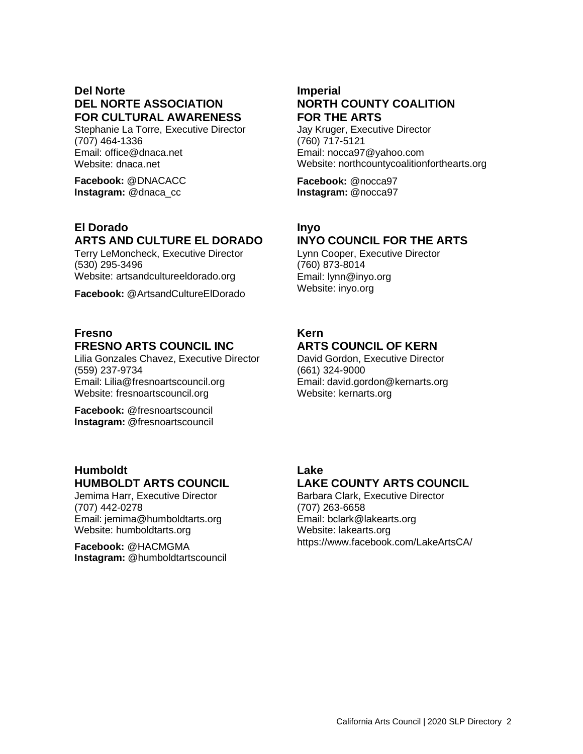## Del Norte

### DEL NORTE ASSOCIATION FOR CULTURAL AWARENESS

Stephanie La Torre, Executive Director
(707) 464-1336
Email: office@dnaca.net
Website: dnaca.net

**Facebook:** @DNACACC
**Instagram:** @dnaca_cc

## El Dorado

### ARTS AND CULTURE EL DORADO

Terry LeMoncheck, Executive Director
(530) 295-3496
Website: artsandcultureeldorado.org

**Facebook:** @ArtsandCultureElDorado

## Fresno

### FRESNO ARTS COUNCIL INC

Lilia Gonzales Chavez, Executive Director
(559) 237-9734
Email: Lilia@fresnoartscouncil.org
Website: fresnoartscouncil.org

**Facebook:** @fresnoartscouncil
**Instagram:** @fresnoartscouncil

## Humboldt

### HUMBOLDT ARTS COUNCIL

Jemima Harr, Executive Director
(707) 442-0278
Email: jemima@humboldtarts.org
Website: humboldtarts.org

**Facebook:** @HACMGMA
**Instagram:** @humboldtartscouncil

## Imperial

### NORTH COUNTY COALITION FOR THE ARTS

Jay Kruger, Executive Director
(760) 717-5121
Email: nocca97@yahoo.com
Website: northcountycoalitionforthearts.org

**Facebook:** @nocca97
**Instagram:** @nocca97

## Inyo

### INYO COUNCIL FOR THE ARTS

Lynn Cooper, Executive Director
(760) 873-8014
Email: lynn@inyo.org
Website: inyo.org

## Kern

### ARTS COUNCIL OF KERN

David Gordon, Executive Director
(661) 324-9000
Email: david.gordon@kernarts.org
Website: kernarts.org

## Lake

### LAKE COUNTY ARTS COUNCIL

Barbara Clark, Executive Director
(707) 263-6658
Email: bclark@lakearts.org
Website: lakearts.org
https://www.facebook.com/LakeArtsCA/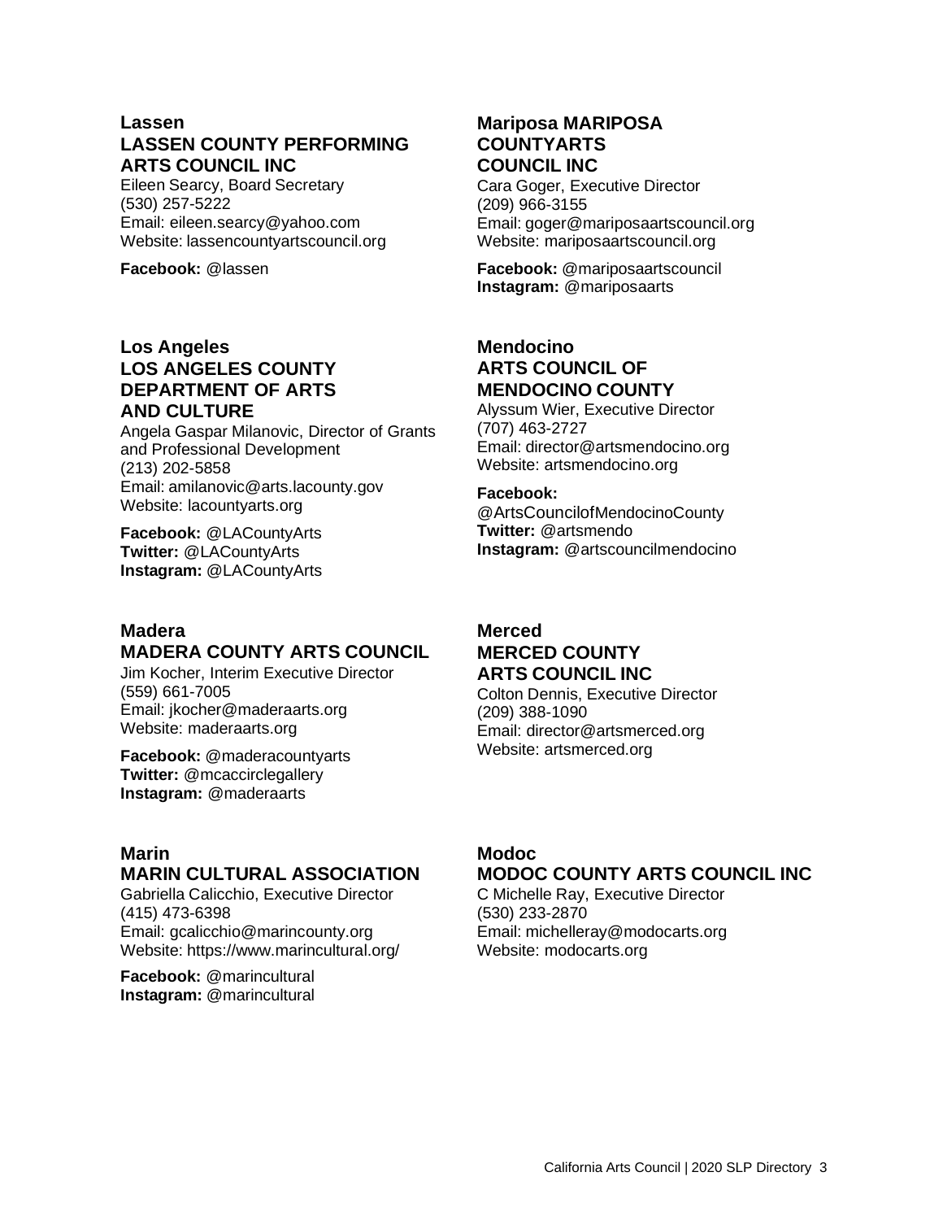## Lassen

### LASSEN COUNTY PERFORMING ARTS COUNCIL INC

Eileen Searcy, Board Secretary
(530) 257-5222
Email: eileen.searcy@yahoo.com
Website: lassencountyartscouncil.org

**Facebook:** @lassen

## Los Angeles

### LOS ANGELES COUNTY DEPARTMENT OF ARTS AND CULTURE

Angela Gaspar Milanovic, Director of Grants and Professional Development
(213) 202-5858
Email: amilanovic@arts.lacounty.gov
Website: lacountyarts.org

**Facebook:** @LACountyArts
**Twitter:** @LACountyArts
**Instagram:** @LACountyArts

## Madera

### MADERA COUNTY ARTS COUNCIL

Jim Kocher, Interim Executive Director
(559) 661-7005
Email: jkocher@maderaarts.org
Website: maderaarts.org

**Facebook:** @maderacountyarts
**Twitter:** @mcaccirclegallery
**Instagram:** @maderaarts

## Marin

### MARIN CULTURAL ASSOCIATION

Gabriella Calicchio, Executive Director
(415) 473-6398
Email: gcalicchio@marincounty.org
Website: https://www.marincultural.org/

**Facebook:** @marincultural
**Instagram:** @marincultural

## Mariposa MARIPOSA COUNTYARTS COUNCIL INC

Cara Goger, Executive Director
(209) 966-3155
Email: goger@mariposaartscouncil.org
Website: mariposaartscouncil.org

**Facebook:** @mariposaartscouncil
**Instagram:** @mariposaarts

## Mendocino

### ARTS COUNCIL OF MENDOCINO COUNTY

Alyssum Wier, Executive Director
(707) 463-2727
Email: director@artsmendocino.org
Website: artsmendocino.org

**Facebook:** @ArtsCouncilofMendocinoCounty
**Twitter:** @artsmendo
**Instagram:** @artscouncilmendocino

## Merced

### MERCED COUNTY ARTS COUNCIL INC

Colton Dennis, Executive Director
(209) 388-1090
Email: director@artsmerced.org
Website: artsmerced.org

## Modoc

### MODOC COUNTY ARTS COUNCIL INC

C Michelle Ray, Executive Director
(530) 233-2870
Email: michelleray@modocarts.org
Website: modocarts.org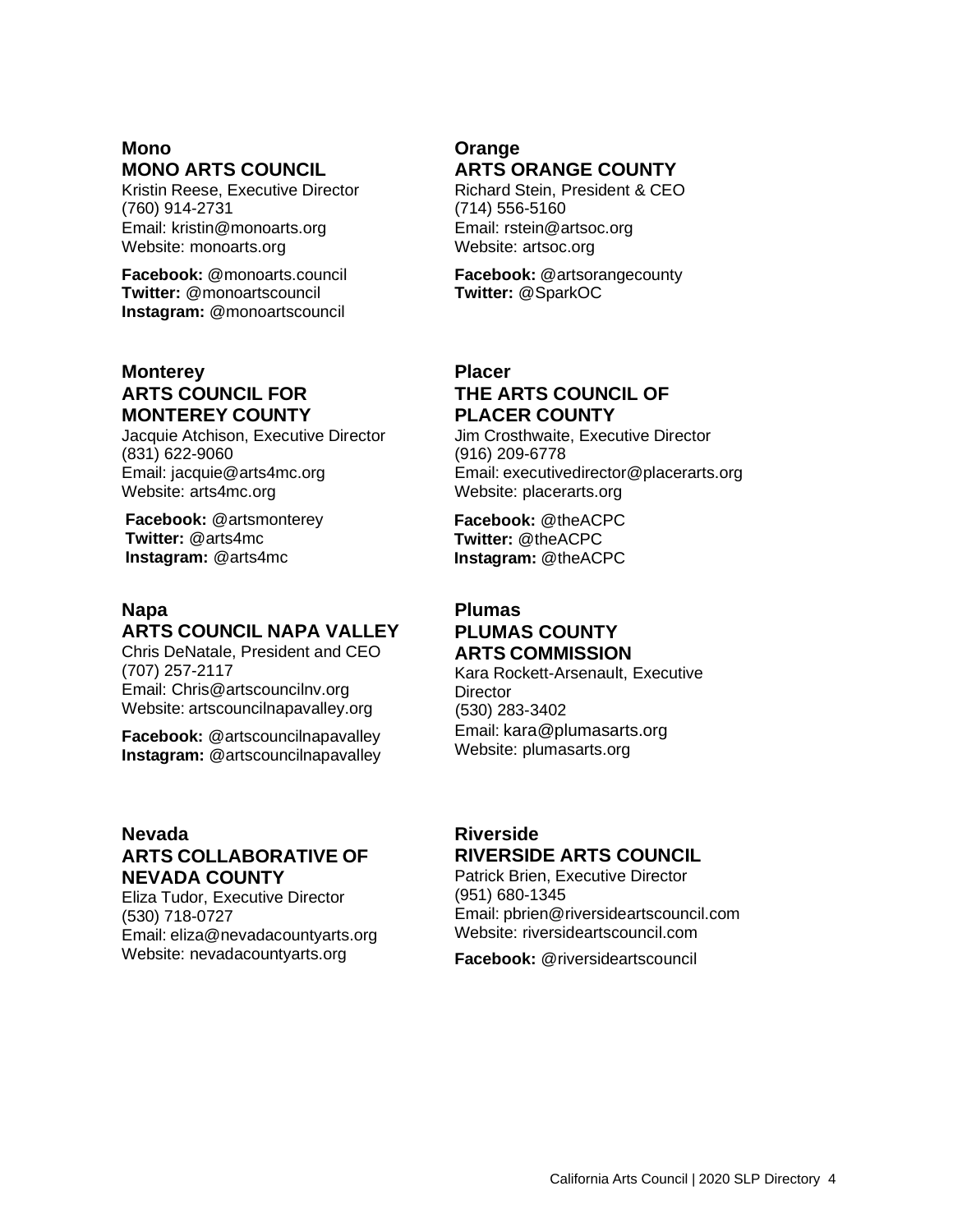### Mono

**MONO ARTS COUNCIL**

Kristin Reese, Executive Director
(760) 914-2731
Email: kristin@monoarts.org
Website: monoarts.org

**Facebook:** @monoarts.council
**Twitter:** @monoartscouncil
**Instagram:** @monoartscouncil

### Monterey

**ARTS COUNCIL FOR MONTEREY COUNTY**

Jacquie Atchison, Executive Director
(831) 622-9060
Email: jacquie@arts4mc.org
Website: arts4mc.org

**Facebook:** @artsmonterey
**Twitter:** @arts4mc
**Instagram:** @arts4mc

### Napa

**ARTS COUNCIL NAPA VALLEY**

Chris DeNatale, President and CEO
(707) 257-2117
Email: Chris@artscouncilnv.org
Website: artscouncilnapavalley.org

**Facebook:** @artscouncilnapavalley
**Instagram:** @artscouncilnapavalley

### Nevada

**ARTS COLLABORATIVE OF NEVADA COUNTY**

Eliza Tudor, Executive Director
(530) 718-0727
Email: eliza@nevadacountyarts.org
Website: nevadacountyarts.org

### Orange

**ARTS ORANGE COUNTY**

Richard Stein, President & CEO
(714) 556-5160
Email: rstein@artsoc.org
Website: artsoc.org

**Facebook:** @artsorangecounty
**Twitter:** @SparkOC

### Placer

**THE ARTS COUNCIL OF PLACER COUNTY**

Jim Crosthwaite, Executive Director
(916) 209-6778
Email: executivedirector@placerarts.org
Website: placerarts.org

**Facebook:** @theACPC
**Twitter:** @theACPC
**Instagram:** @theACPC

### Plumas

**PLUMAS COUNTY ARTS COMMISSION**

Kara Rockett-Arsenault, Executive Director
(530) 283-3402
Email: kara@plumasarts.org
Website: plumasarts.org

### Riverside

**RIVERSIDE ARTS COUNCIL**

Patrick Brien, Executive Director
(951) 680-1345
Email: pbrien@riversideartscouncil.com
Website: riversideartscouncil.com

**Facebook:** @riversideartscouncil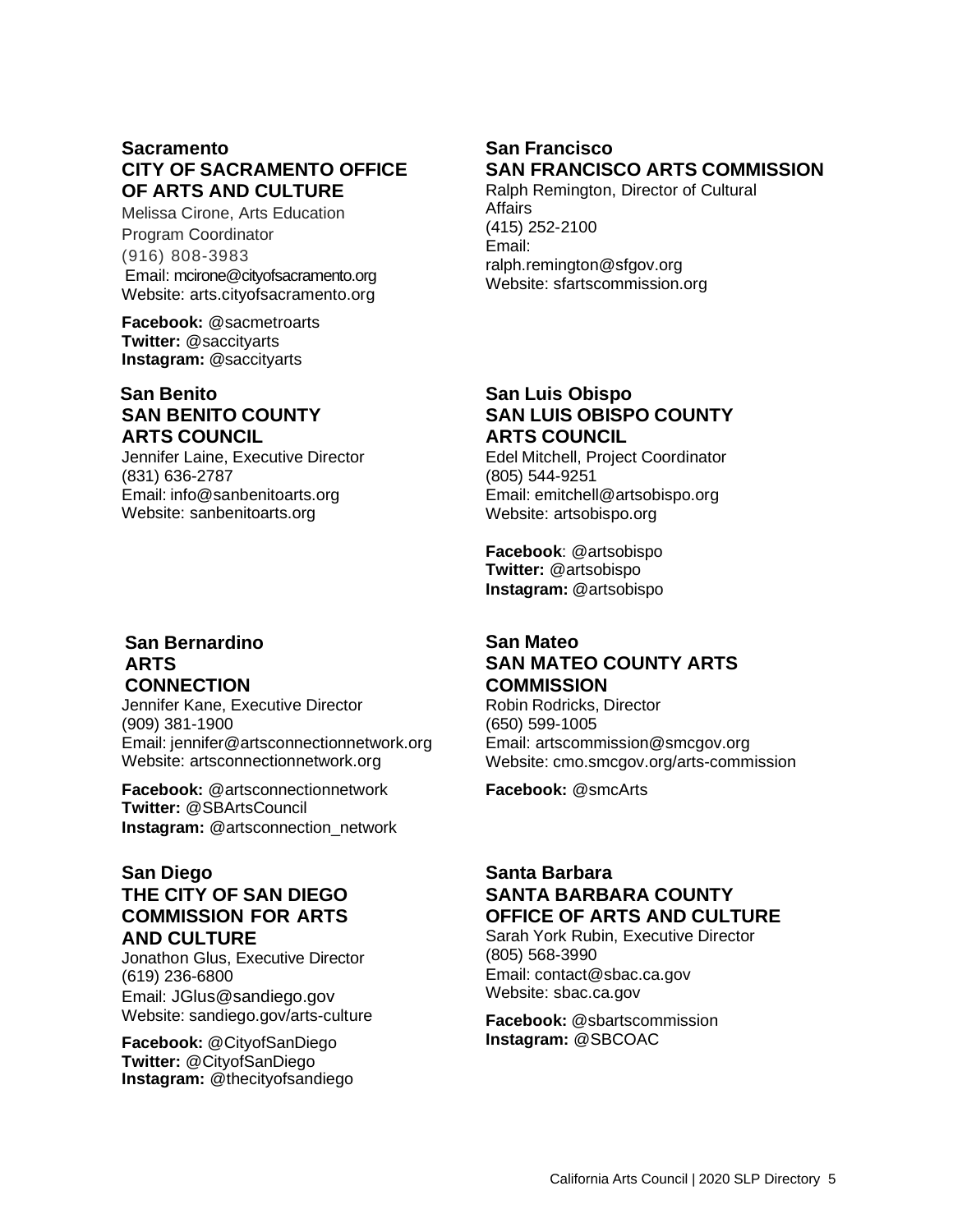**Sacramento**
**CITY OF SACRAMENTO OFFICE OF ARTS AND CULTURE**
Melissa Cirone, Arts Education Program Coordinator
(916) 808-3983
Email: mcirone@cityofsacramento.org
Website: arts.cityofsacramento.org

**Facebook:** @sacmetroarts
**Twitter:** @saccityarts
**Instagram:** @saccityarts

**San Benito**
**SAN BENITO COUNTY ARTS COUNCIL**
Jennifer Laine, Executive Director
(831) 636-2787
Email: info@sanbenitoarts.org
Website: sanbenitoarts.org

**San Bernardino**
**ARTS CONNECTION**
Jennifer Kane, Executive Director
(909) 381-1900
Email: jennifer@artsconnectionnetwork.org
Website: artsconnectionnetwork.org

**Facebook:** @artsconnectionnetwork
**Twitter:** @SBArtsCouncil
**Instagram:** @artsconnection_network

**San Diego**
**THE CITY OF SAN DIEGO COMMISSION FOR ARTS AND CULTURE**
Jonathon Glus, Executive Director
(619) 236-6800
Email: JGlus@sandiego.gov
Website: sandiego.gov/arts-culture

**Facebook:** @CityofSanDiego
**Twitter:** @CityofSanDiego
**Instagram:** @thecityofsandiego

**San Francisco**
**SAN FRANCISCO ARTS COMMISSION**
Ralph Remington, Director of Cultural Affairs
(415) 252-2100
Email: ralph.remington@sfgov.org
Website: sfartscommission.org

**San Luis Obispo**
**SAN LUIS OBISPO COUNTY ARTS COUNCIL**
Edel Mitchell, Project Coordinator
(805) 544-9251
Email: emitchell@artsobispo.org
Website: artsobispo.org

**Facebook**: @artsobispo
**Twitter:** @artsobispo
**Instagram:** @artsobispo

**San Mateo**
**SAN MATEO COUNTY ARTS COMMISSION**
Robin Rodricks, Director
(650) 599-1005
Email: artscommission@smcgov.org
Website: cmo.smcgov.org/arts-commission

**Facebook:** @smcArts

**Santa Barbara**
**SANTA BARBARA COUNTY OFFICE OF ARTS AND CULTURE**
Sarah York Rubin, Executive Director
(805) 568-3990
Email: contact@sbac.ca.gov
Website: sbac.ca.gov

**Facebook:** @sbartscommission
**Instagram:** @SBCOAC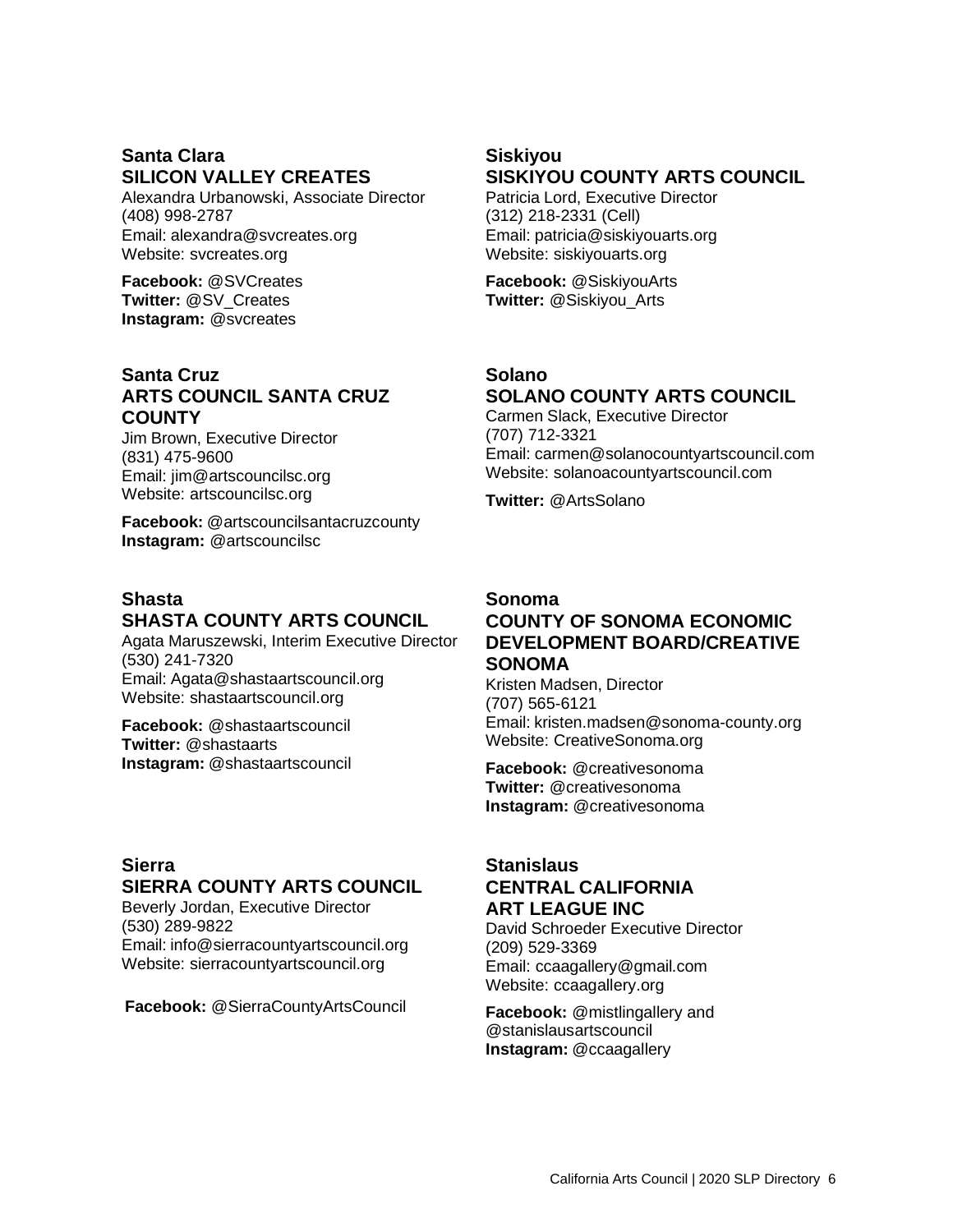### Santa Clara
### SILICON VALLEY CREATES

Alexandra Urbanowski, Associate Director
(408) 998-2787
Email: alexandra@svcreates.org
Website: svcreates.org

**Facebook:** @SVCreates
**Twitter:** @SV_Creates
**Instagram:** @svcreates

### Santa Cruz
### ARTS COUNCIL SANTA CRUZ COUNTY

Jim Brown, Executive Director
(831) 475-9600
Email: jim@artscouncilsc.org
Website: artscouncilsc.org

**Facebook:** @artscouncilsantacruzcounty
**Instagram:** @artscouncilsc

### Shasta
### SHASTA COUNTY ARTS COUNCIL

Agata Maruszewski, Interim Executive Director
(530) 241-7320
Email: Agata@shastaartscouncil.org
Website: shastaartscouncil.org

**Facebook:** @shastaartscouncil
**Twitter:** @shastaarts
**Instagram:** @shastaartscouncil

### Sierra
### SIERRA COUNTY ARTS COUNCIL

Beverly Jordan, Executive Director
(530) 289-9822
Email: info@sierracountyartscouncil.org
Website: sierracountyartscouncil.org

**Facebook:** @SierraCountyArtsCouncil

### Siskiyou
### SISKIYOU COUNTY ARTS COUNCIL

Patricia Lord, Executive Director
(312) 218-2331 (Cell)
Email: patricia@siskiyouarts.org
Website: siskiyouarts.org

**Facebook:** @SiskiyouArts
**Twitter:** @Siskiyou_Arts

### Solano
### SOLANO COUNTY ARTS COUNCIL

Carmen Slack, Executive Director
(707) 712-3321
Email: carmen@solanocountyartscouncil.com
Website: solanoacountyartscouncil.com

**Twitter:** @ArtsSolano

### Sonoma
### COUNTY OF SONOMA ECONOMIC DEVELOPMENT BOARD/CREATIVE SONOMA

Kristen Madsen, Director
(707) 565-6121
Email: kristen.madsen@sonoma-county.org
Website: CreativeSonoma.org

**Facebook:** @creativesonoma
**Twitter:** @creativesonoma
**Instagram:** @creativesonoma

### Stanislaus
### CENTRAL CALIFORNIA ART LEAGUE INC

David Schroeder Executive Director
(209) 529-3369
Email: ccaagallery@gmail.com
Website: ccaagallery.org

**Facebook:** @mistlingallery and @stanislausartscouncil
**Instagram:** @ccaagallery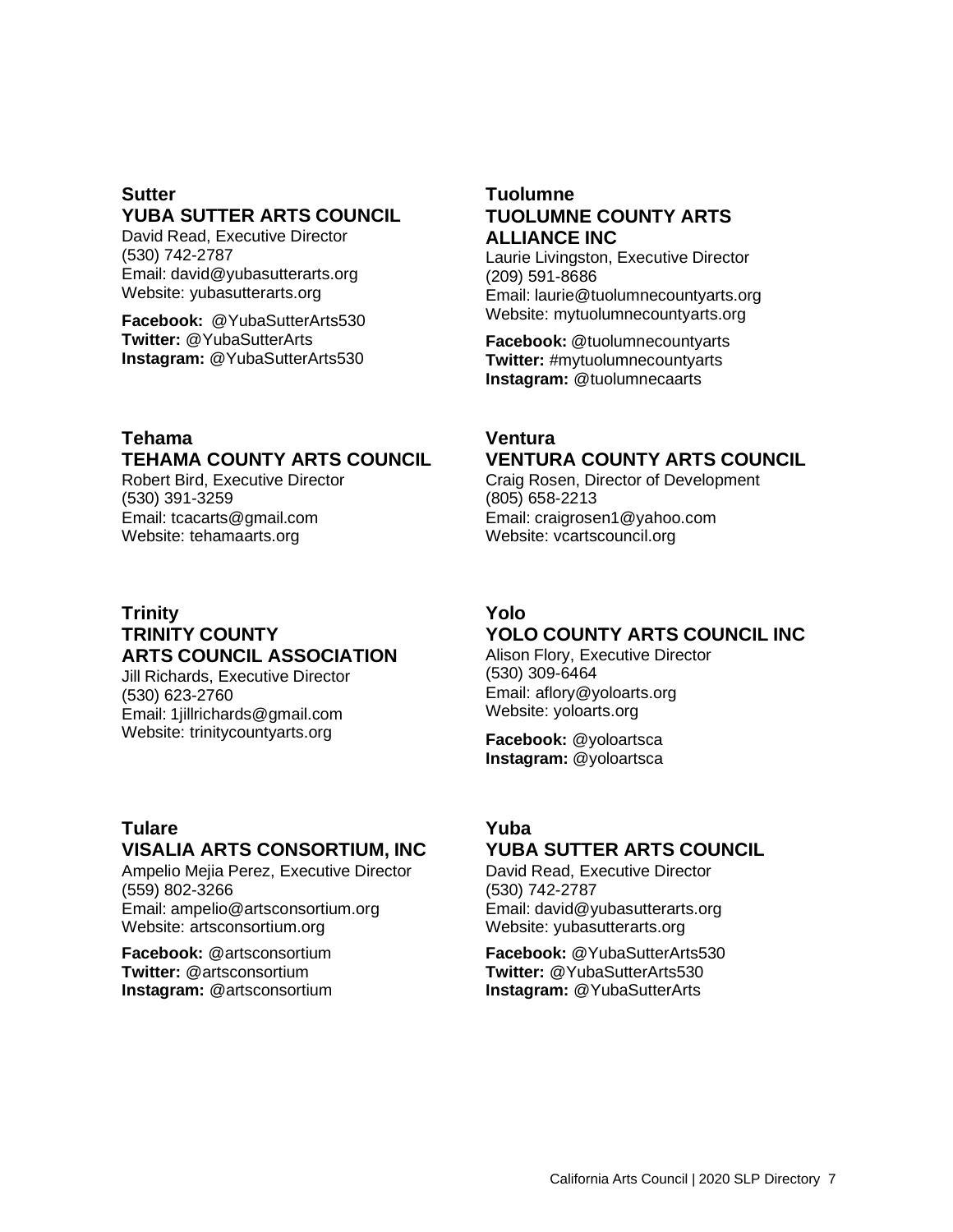## Sutter

### YUBA SUTTER ARTS COUNCIL

David Read, Executive Director
(530) 742-2787
Email: david@yubasutterarts.org
Website: yubasutterarts.org

**Facebook:** @YubaSutterArts530
**Twitter:** @YubaSutterArts
**Instagram:** @YubaSutterArts530

## Tehama

### TEHAMA COUNTY ARTS COUNCIL

Robert Bird, Executive Director
(530) 391-3259
Email: tcacarts@gmail.com
Website: tehamaarts.org

## Trinity

### TRINITY COUNTY ARTS COUNCIL ASSOCIATION

Jill Richards, Executive Director
(530) 623-2760
Email: 1jillrichards@gmail.com
Website: trinitycountyarts.org

## Tulare

### VISALIA ARTS CONSORTIUM, INC

Ampelio Mejia Perez, Executive Director
(559) 802-3266
Email: ampelio@artsconsortium.org
Website: artsconsortium.org

**Facebook:** @artsconsortium
**Twitter:** @artsconsortium
**Instagram:** @artsconsortium

## Tuolumne

### TUOLUMNE COUNTY ARTS ALLIANCE INC

Laurie Livingston, Executive Director
(209) 591-8686
Email: laurie@tuolumnecountyarts.org
Website: mytuolumnecountyarts.org

**Facebook:** @tuolumnecountyarts
**Twitter:** #mytuolumnecountyarts
**Instagram:** @tuolumnecaarts

## Ventura

### VENTURA COUNTY ARTS COUNCIL

Craig Rosen, Director of Development
(805) 658-2213
Email: craigrosen1@yahoo.com
Website: vcartscouncil.org

## Yolo

### YOLO COUNTY ARTS COUNCIL INC

Alison Flory, Executive Director
(530) 309-6464
Email: aflory@yoloarts.org
Website: yoloarts.org

**Facebook:** @yoloartsca
**Instagram:** @yoloartsca

## Yuba

### YUBA SUTTER ARTS COUNCIL

David Read, Executive Director
(530) 742-2787
Email: david@yubasutterarts.org
Website: yubasutterarts.org

**Facebook:** @YubaSutterArts530
**Twitter:** @YubaSutterArts530
**Instagram:** @YubaSutterArts